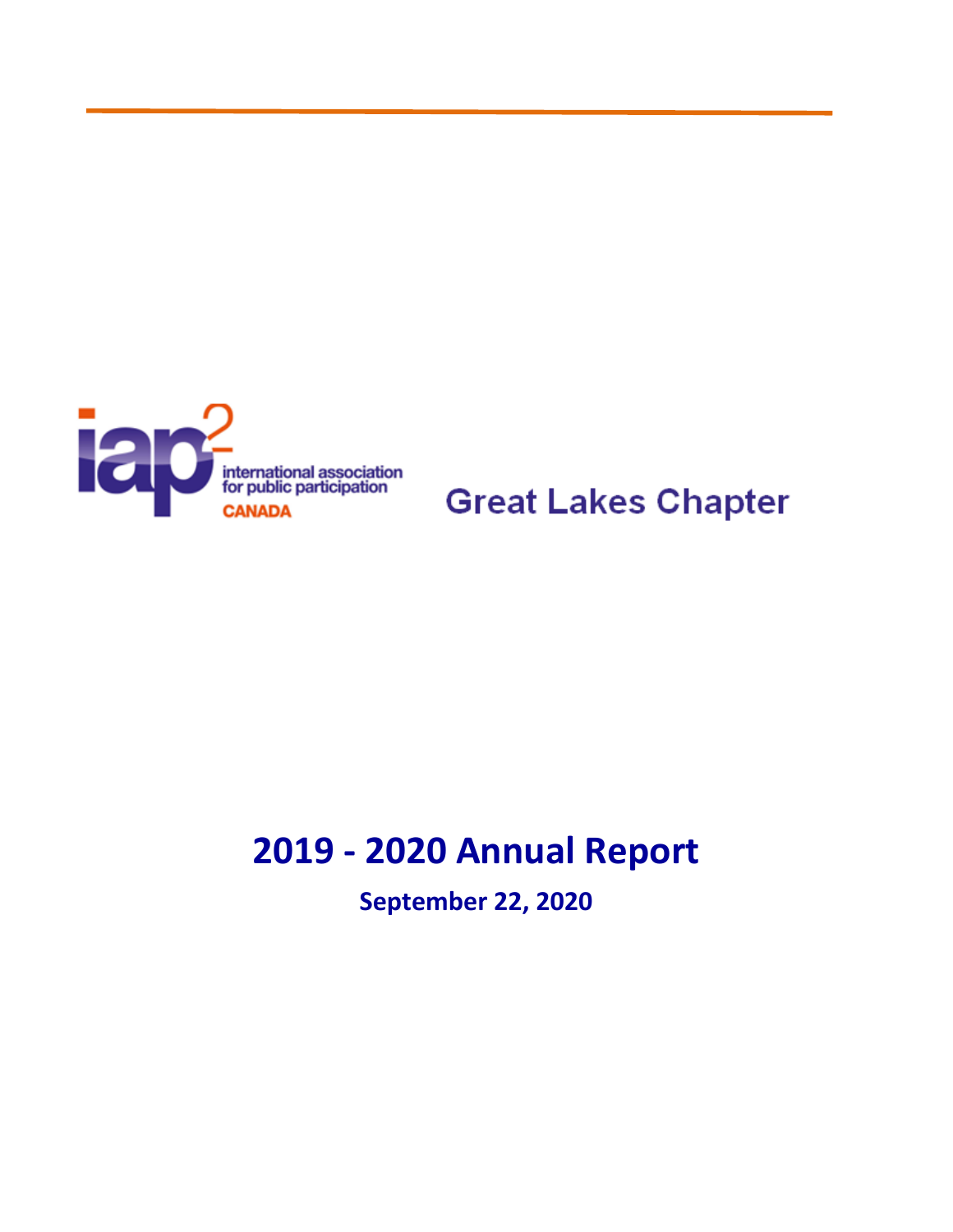iap2 international association for public participation CANADA

Great Lakes Chapter

# 2019 - 2020 Annual Report

**September 22, 2020**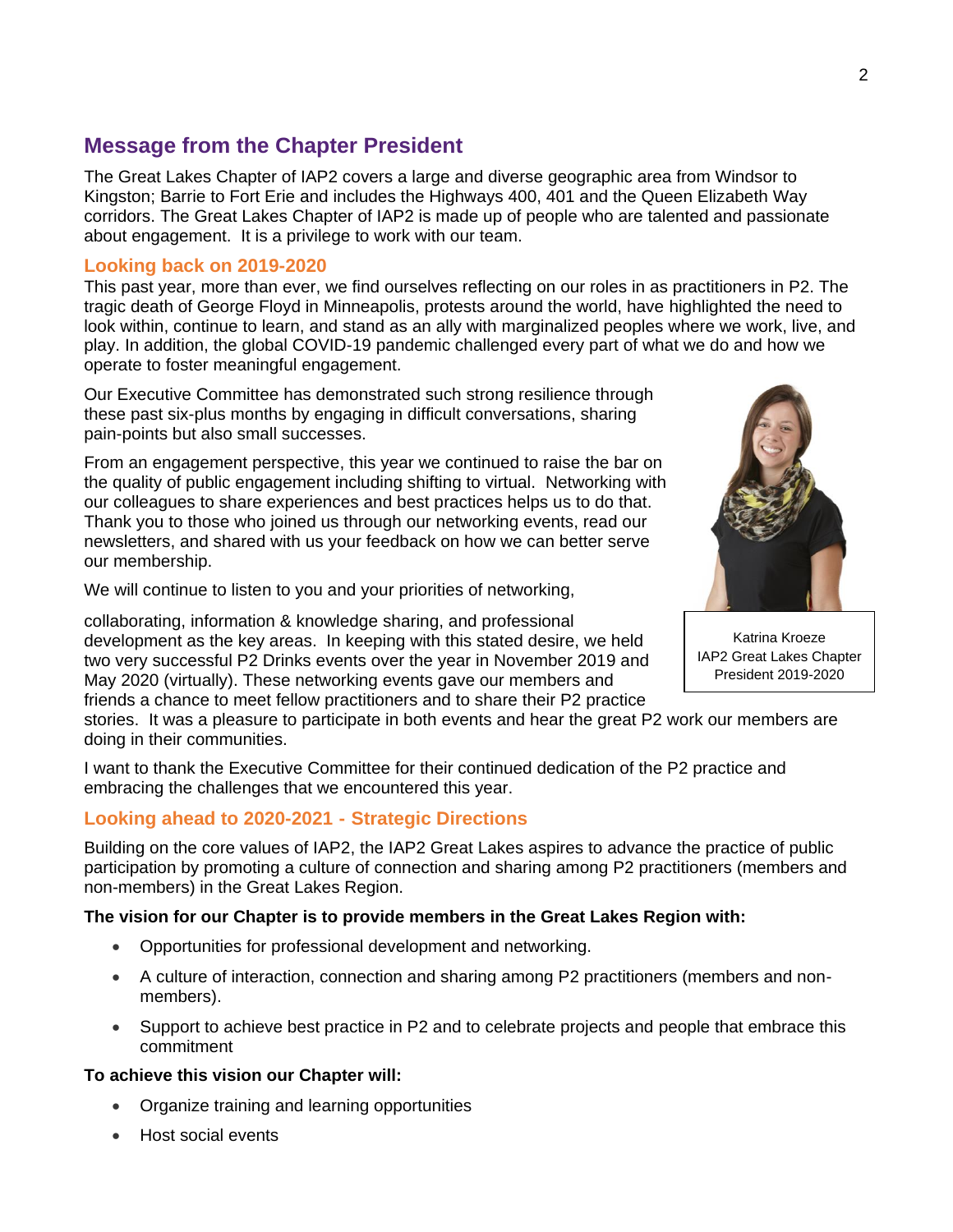## Message from the Chapter President

The Great Lakes Chapter of IAP2 covers a large and diverse geographic area from Windsor to Kingston; Barrie to Fort Erie and includes the Highways 400, 401 and the Queen Elizabeth Way corridors. The Great Lakes Chapter of IAP2 is made up of people who are talented and passionate about engagement. It is a privilege to work with our team.

### Looking back on 2019-2020

This past year, more than ever, we find ourselves reflecting on our roles in as practitioners in P2. The tragic death of George Floyd in Minneapolis, protests around the world, have highlighted the need to look within, continue to learn, and stand as an ally with marginalized peoples where we work, live, and play. In addition, the global COVID-19 pandemic challenged every part of what we do and how we operate to foster meaningful engagement.

Our Executive Committee has demonstrated such strong resilience through these past six-plus months by engaging in difficult conversations, sharing pain-points but also small successes.

From an engagement perspective, this year we continued to raise the bar on the quality of public engagement including shifting to virtual. Networking with our colleagues to share experiences and best practices helps us to do that. Thank you to those who joined us through our networking events, read our newsletters, and shared with us your feedback on how we can better serve our membership.

We will continue to listen to you and your priorities of networking, collaborating, information & knowledge sharing, and professional development as the key areas. In keeping with this stated desire, we held two very successful P2 Drinks events over the year in November 2019 and May 2020 (virtually). These networking events gave our members and friends a chance to meet fellow practitioners and to share their P2 practice stories. It was a pleasure to participate in both events and hear the great P2 work our members are doing in their communities.

Katrina Kroeze
IAP2 Great Lakes Chapter
President 2019-2020

I want to thank the Executive Committee for their continued dedication of the P2 practice and embracing the challenges that we encountered this year.

### Looking ahead to 2020-2021 - Strategic Directions

Building on the core values of IAP2, the IAP2 Great Lakes aspires to advance the practice of public participation by promoting a culture of connection and sharing among P2 practitioners (members and non-members) in the Great Lakes Region.

**The vision for our Chapter is to provide members in the Great Lakes Region with:**

- Opportunities for professional development and networking.
- A culture of interaction, connection and sharing among P2 practitioners (members and non-members).
- Support to achieve best practice in P2 and to celebrate projects and people that embrace this commitment

**To achieve this vision our Chapter will:**

- Organize training and learning opportunities
- Host social events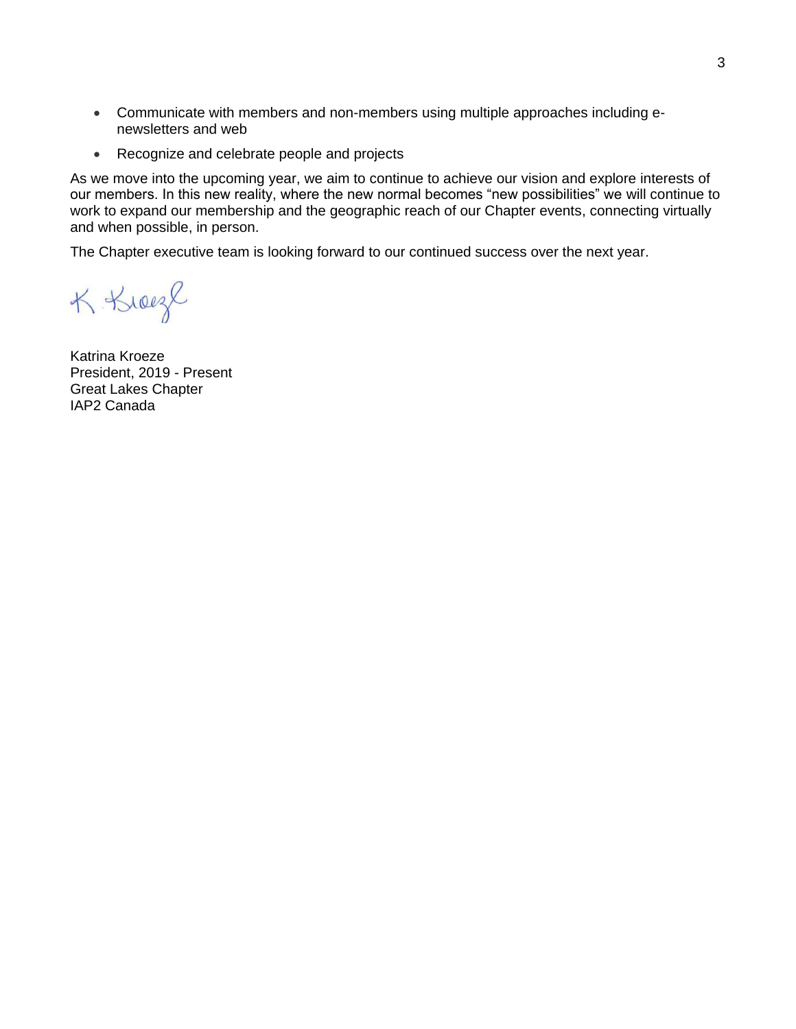- Communicate with members and non-members using multiple approaches including e-newsletters and web
- Recognize and celebrate people and projects

As we move into the upcoming year, we aim to continue to achieve our vision and explore interests of our members. In this new reality, where the new normal becomes "new possibilities" we will continue to work to expand our membership and the geographic reach of our Chapter events, connecting virtually and when possible, in person.

The Chapter executive team is looking forward to our continued success over the next year.

K. Kroeze

Katrina Kroeze
President, 2019 - Present
Great Lakes Chapter
IAP2 Canada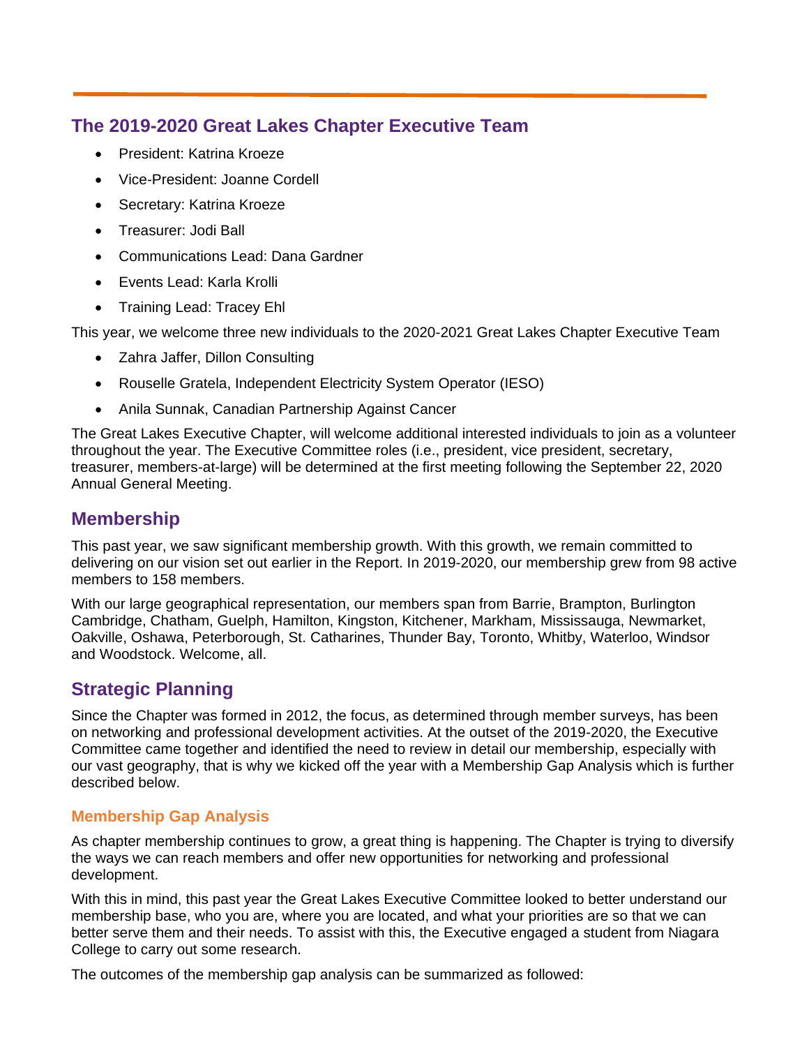## The 2019-2020 Great Lakes Chapter Executive Team

- President: Katrina Kroeze
- Vice-President: Joanne Cordell
- Secretary: Katrina Kroeze
- Treasurer: Jodi Ball
- Communications Lead: Dana Gardner
- Events Lead: Karla Krolli
- Training Lead: Tracey Ehl

This year, we welcome three new individuals to the 2020-2021 Great Lakes Chapter Executive Team

- Zahra Jaffer, Dillon Consulting
- Rouselle Gratela, Independent Electricity System Operator (IESO)
- Anila Sunnak, Canadian Partnership Against Cancer

The Great Lakes Executive Chapter, will welcome additional interested individuals to join as a volunteer throughout the year. The Executive Committee roles (i.e., president, vice president, secretary, treasurer, members-at-large) will be determined at the first meeting following the September 22, 2020 Annual General Meeting.

## Membership

This past year, we saw significant membership growth. With this growth, we remain committed to delivering on our vision set out earlier in the Report. In 2019-2020, our membership grew from 98 active members to 158 members.

With our large geographical representation, our members span from Barrie, Brampton, Burlington Cambridge, Chatham, Guelph, Hamilton, Kingston, Kitchener, Markham, Mississauga, Newmarket, Oakville, Oshawa, Peterborough, St. Catharines, Thunder Bay, Toronto, Whitby, Waterloo, Windsor and Woodstock. Welcome, all.

## Strategic Planning

Since the Chapter was formed in 2012, the focus, as determined through member surveys, has been on networking and professional development activities. At the outset of the 2019-2020, the Executive Committee came together and identified the need to review in detail our membership, especially with our vast geography, that is why we kicked off the year with a Membership Gap Analysis which is further described below.

### Membership Gap Analysis

As chapter membership continues to grow, a great thing is happening. The Chapter is trying to diversify the ways we can reach members and offer new opportunities for networking and professional development.

With this in mind, this past year the Great Lakes Executive Committee looked to better understand our membership base, who you are, where you are located, and what your priorities are so that we can better serve them and their needs. To assist with this, the Executive engaged a student from Niagara College to carry out some research.

The outcomes of the membership gap analysis can be summarized as followed: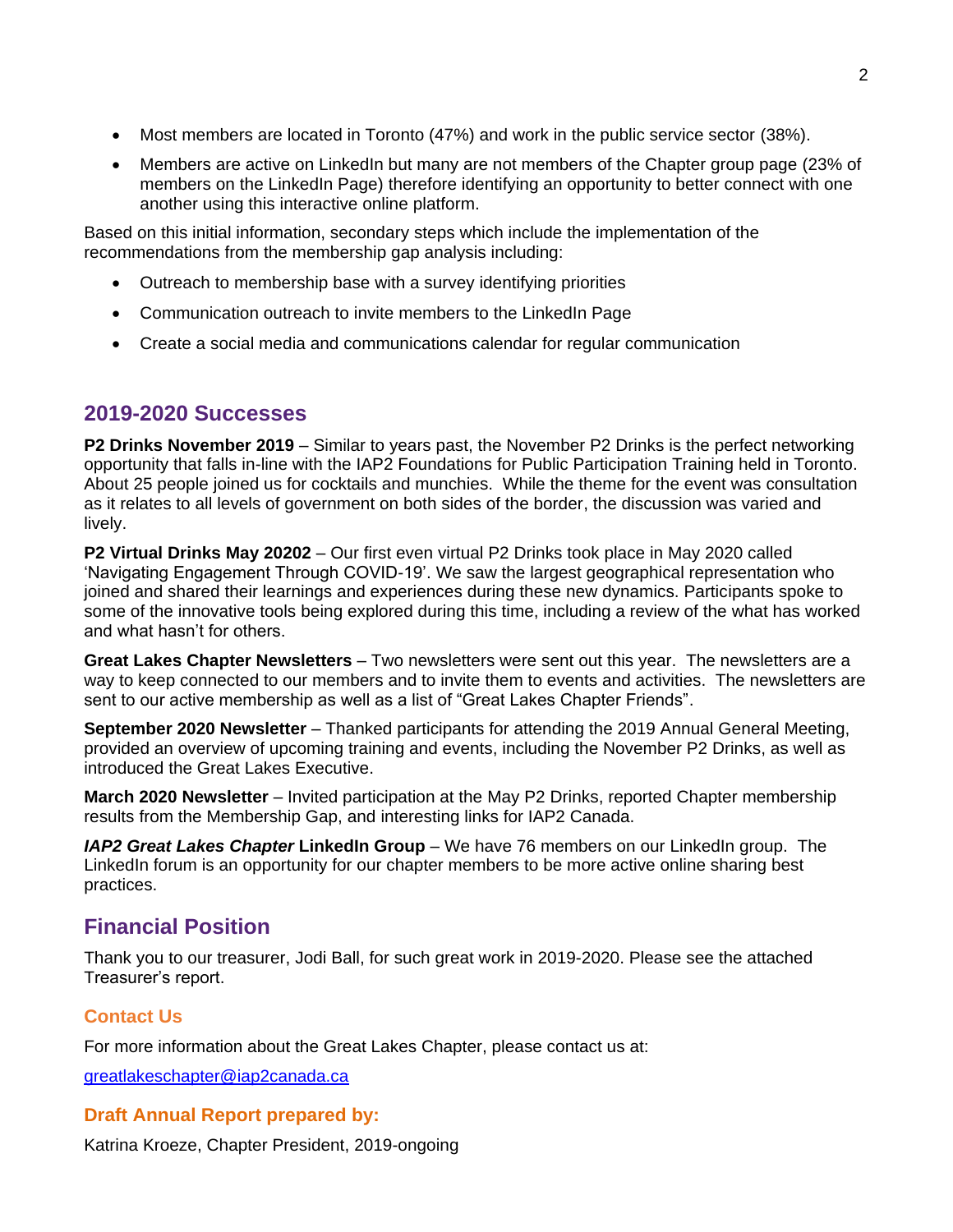- Most members are located in Toronto (47%) and work in the public service sector (38%).
- Members are active on LinkedIn but many are not members of the Chapter group page (23% of members on the LinkedIn Page) therefore identifying an opportunity to better connect with one another using this interactive online platform.

Based on this initial information, secondary steps which include the implementation of the recommendations from the membership gap analysis including:

- Outreach to membership base with a survey identifying priorities
- Communication outreach to invite members to the LinkedIn Page
- Create a social media and communications calendar for regular communication

## 2019-2020 Successes

**P2 Drinks November 2019** – Similar to years past, the November P2 Drinks is the perfect networking opportunity that falls in-line with the IAP2 Foundations for Public Participation Training held in Toronto. About 25 people joined us for cocktails and munchies. While the theme for the event was consultation as it relates to all levels of government on both sides of the border, the discussion was varied and lively.

**P2 Virtual Drinks May 20202** – Our first even virtual P2 Drinks took place in May 2020 called 'Navigating Engagement Through COVID-19'. We saw the largest geographical representation who joined and shared their learnings and experiences during these new dynamics. Participants spoke to some of the innovative tools being explored during this time, including a review of the what has worked and what hasn't for others.

**Great Lakes Chapter Newsletters** – Two newsletters were sent out this year. The newsletters are a way to keep connected to our members and to invite them to events and activities. The newsletters are sent to our active membership as well as a list of "Great Lakes Chapter Friends".

**September 2020 Newsletter** – Thanked participants for attending the 2019 Annual General Meeting, provided an overview of upcoming training and events, including the November P2 Drinks, as well as introduced the Great Lakes Executive.

**March 2020 Newsletter** – Invited participation at the May P2 Drinks, reported Chapter membership results from the Membership Gap, and interesting links for IAP2 Canada.

***IAP2 Great Lakes Chapter* LinkedIn Group** – We have 76 members on our LinkedIn group. The LinkedIn forum is an opportunity for our chapter members to be more active online sharing best practices.

## Financial Position

Thank you to our treasurer, Jodi Ball, for such great work in 2019-2020. Please see the attached Treasurer's report.

### Contact Us

For more information about the Great Lakes Chapter, please contact us at:

greatlakeschapter@iap2canada.ca

### Draft Annual Report prepared by:

Katrina Kroeze, Chapter President, 2019-ongoing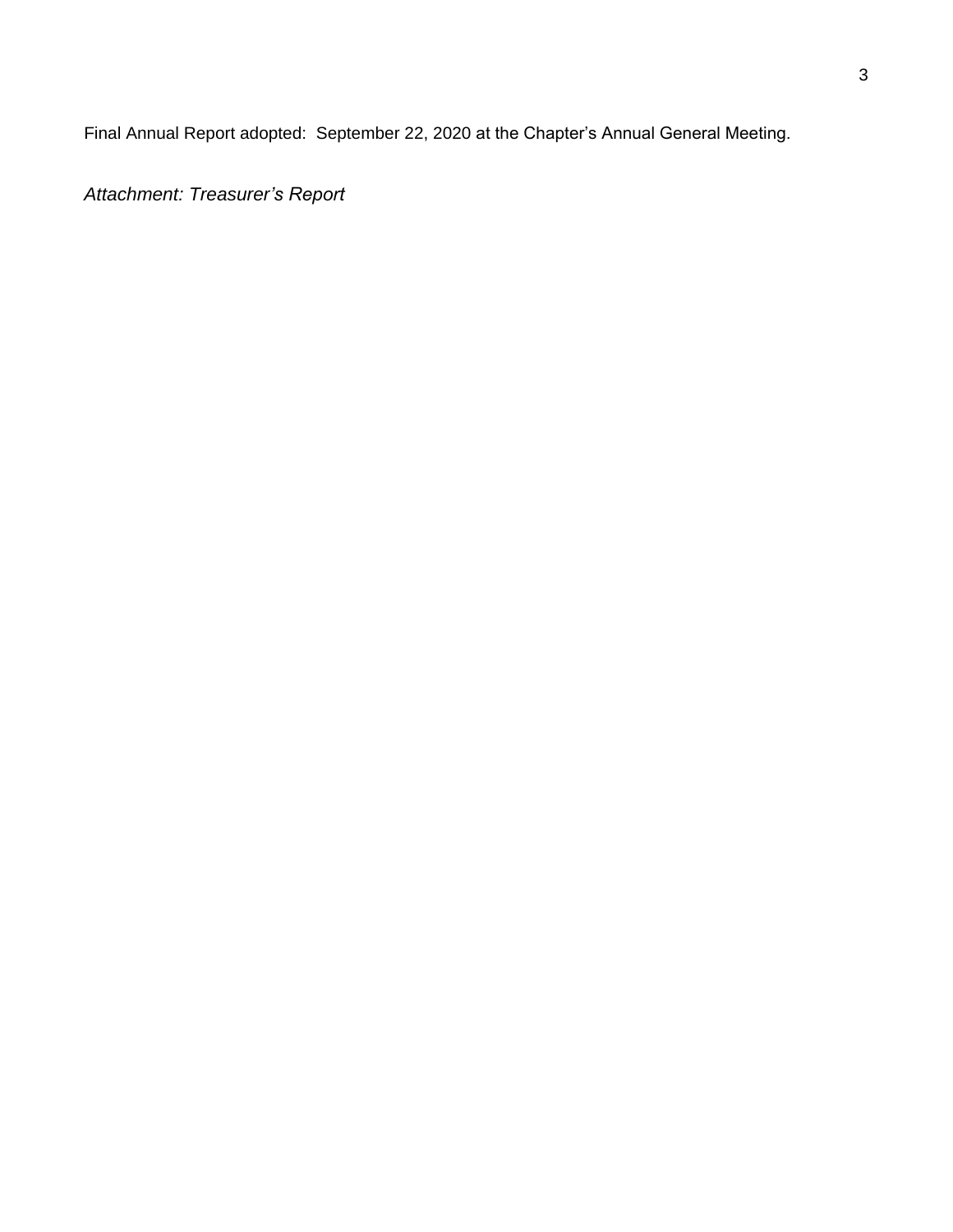Final Annual Report adopted: September 22, 2020 at the Chapter's Annual General Meeting.

*Attachment: Treasurer's Report*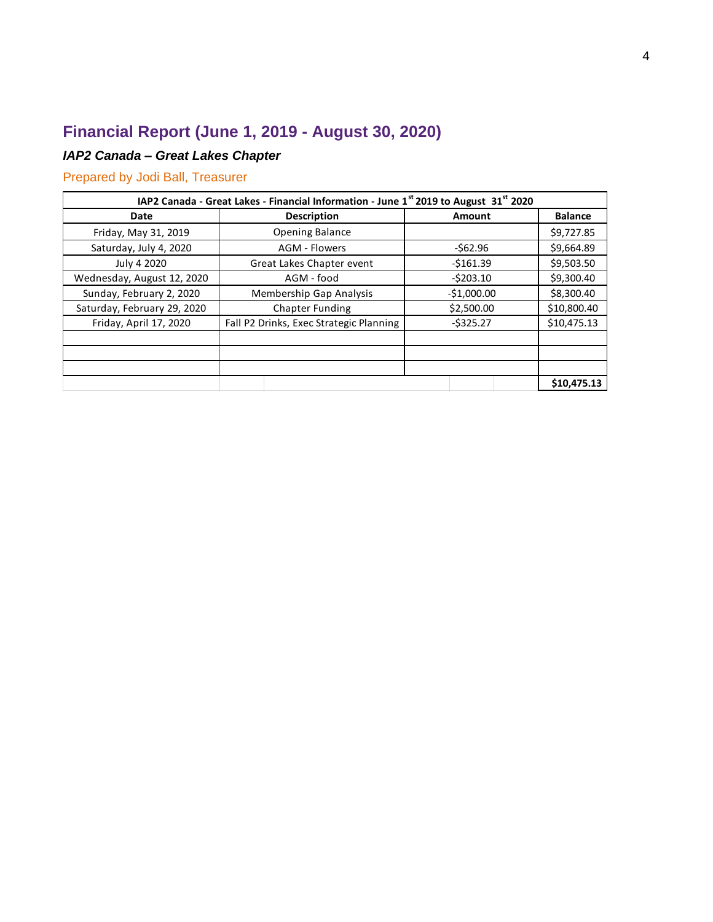## Financial Report (June 1, 2019 - August 30, 2020)

### *IAP2 Canada – Great Lakes Chapter*

Prepared by Jodi Ball, Treasurer

| IAP2 Canada - Great Lakes - Financial Information - June 1st 2019 to August 31st 2020 | | | |
|---|---|---|---|
| **Date** | **Description** | **Amount** | **Balance** |
| Friday, May 31, 2019 | Opening Balance | | $9,727.85 |
| Saturday, July 4, 2020 | AGM - Flowers | -$62.96 | $9,664.89 |
| July 4 2020 | Great Lakes Chapter event | -$161.39 | $9,503.50 |
| Wednesday, August 12, 2020 | AGM - food | -$203.10 | $9,300.40 |
| Sunday, February 2, 2020 | Membership Gap Analysis | -$1,000.00 | $8,300.40 |
| Saturday, February 29, 2020 | Chapter Funding | $2,500.00 | $10,800.40 |
| Friday, April 17, 2020 | Fall P2 Drinks, Exec Strategic Planning | -$325.27 | $10,475.13 |
| | | | |
| | | | |
| | | | |
| | | | **$10,475.13** |